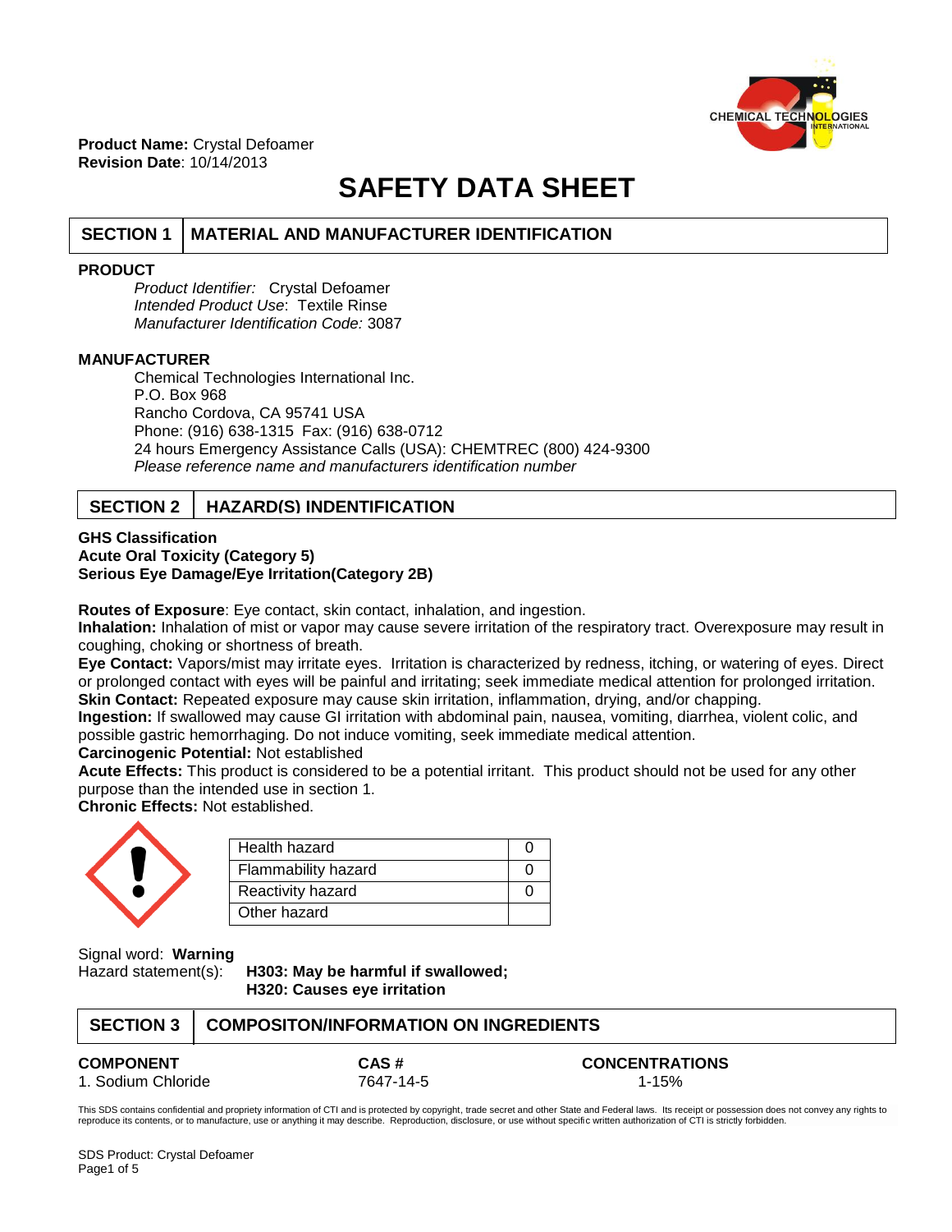**Product Name:** Crystal Defoamer
**Revision Date**: 10/14/2013

# SAFETY DATA SHEET

## SECTION 1 | MATERIAL AND MANUFACTURER IDENTIFICATION

**PRODUCT**

*Product Identifier:* Crystal Defoamer
*Intended Product Use*: Textile Rinse
*Manufacturer Identification Code:* 3087

**MANUFACTURER**

Chemical Technologies International Inc.
P.O. Box 968
Rancho Cordova, CA 95741 USA
Phone: (916) 638-1315 Fax: (916) 638-0712
24 hours Emergency Assistance Calls (USA): CHEMTREC (800) 424-9300
*Please reference name and manufacturers identification number*

## SECTION 2 | HAZARD(S) INDENTIFICATION

**GHS Classification**
**Acute Oral Toxicity (Category 5)**
**Serious Eye Damage/Eye Irritation(Category 2B)**

**Routes of Exposure**: Eye contact, skin contact, inhalation, and ingestion.
**Inhalation:** Inhalation of mist or vapor may cause severe irritation of the respiratory tract. Overexposure may result in coughing, choking or shortness of breath.
**Eye Contact:** Vapors/mist may irritate eyes. Irritation is characterized by redness, itching, or watering of eyes. Direct or prolonged contact with eyes will be painful and irritating; seek immediate medical attention for prolonged irritation.
**Skin Contact:** Repeated exposure may cause skin irritation, inflammation, drying, and/or chapping.
**Ingestion:** If swallowed may cause GI irritation with abdominal pain, nausea, vomiting, diarrhea, violent colic, and possible gastric hemorrhaging. Do not induce vomiting, seek immediate medical attention.
**Carcinogenic Potential:** Not established
**Acute Effects:** This product is considered to be a potential irritant. This product should not be used for any other purpose than the intended use in section 1.
**Chronic Effects:** Not established.

| Hazard | Rating |
|---|---|
| Health hazard | 0 |
| Flammability hazard | 0 |
| Reactivity hazard | 0 |
| Other hazard | |

Signal word: **Warning**
Hazard statement(s): **H303: May be harmful if swallowed;**
**H320: Causes eye irritation**

## SECTION 3 | COMPOSITON/INFORMATION ON INGREDIENTS

| COMPONENT | CAS # | CONCENTRATIONS |
|---|---|---|
| 1. Sodium Chloride | 7647-14-5 | 1-15% |

This SDS contains confidential and propriety information of CTI and is protected by copyright, trade secret and other State and Federal laws. Its receipt or possession does not convey any rights to reproduce its contents, or to manufacture, use or anything it may describe. Reproduction, disclosure, or use without specific written authorization of CTI is strictly forbidden.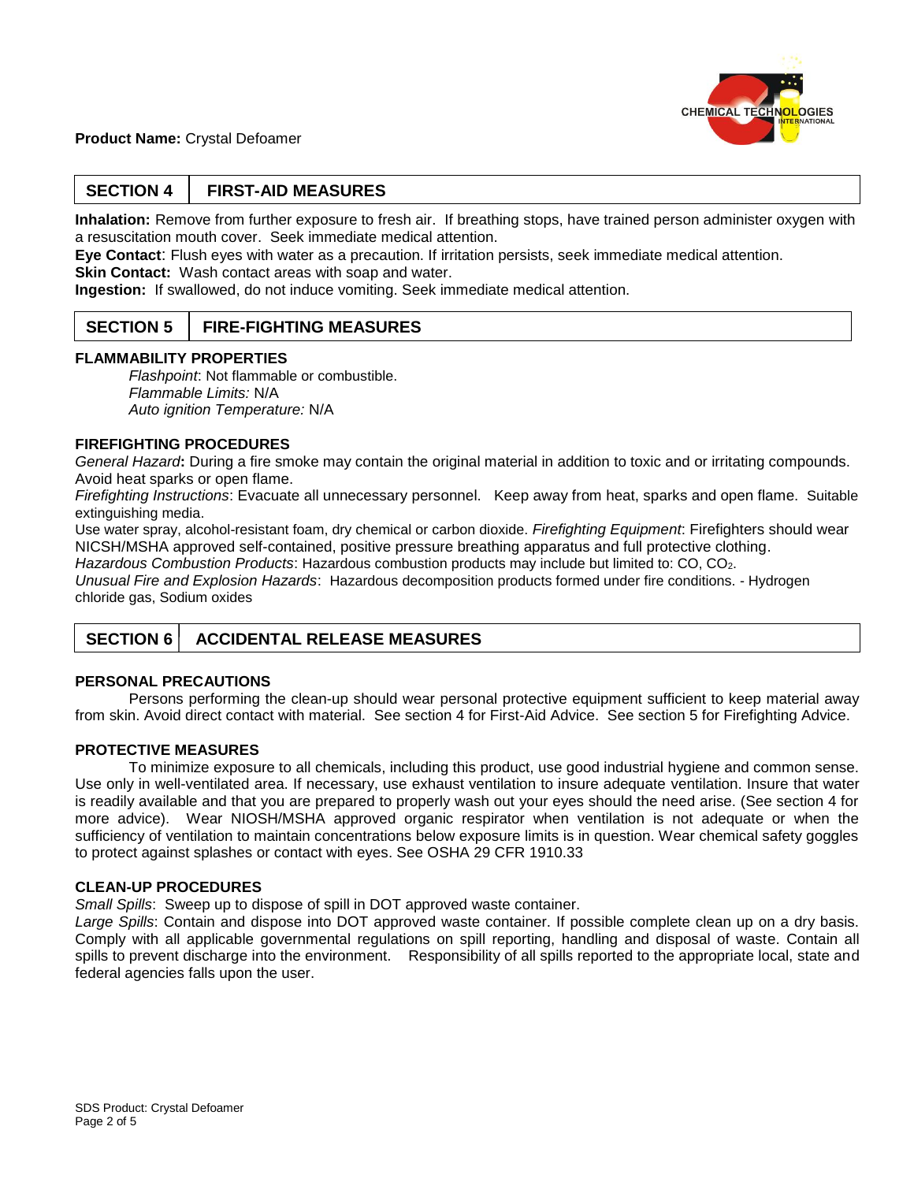**Product Name:** Crystal Defoamer

## SECTION 4 FIRST-AID MEASURES

**Inhalation:** Remove from further exposure to fresh air. If breathing stops, have trained person administer oxygen with a resuscitation mouth cover. Seek immediate medical attention.
**Eye Contact**: Flush eyes with water as a precaution. If irritation persists, seek immediate medical attention.
**Skin Contact:** Wash contact areas with soap and water.
**Ingestion:** If swallowed, do not induce vomiting. Seek immediate medical attention.

## SECTION 5 FIRE-FIGHTING MEASURES

### FLAMMABILITY PROPERTIES

*Flashpoint*: Not flammable or combustible.
*Flammable Limits:* N/A
*Auto ignition Temperature:* N/A

### FIREFIGHTING PROCEDURES

*General Hazard***:** During a fire smoke may contain the original material in addition to toxic and or irritating compounds. Avoid heat sparks or open flame.
*Firefighting Instructions*: Evacuate all unnecessary personnel. Keep away from heat, sparks and open flame. Suitable extinguishing media.
Use water spray, alcohol-resistant foam, dry chemical or carbon dioxide. *Firefighting Equipment*: Firefighters should wear NICSH/MSHA approved self-contained, positive pressure breathing apparatus and full protective clothing.
*Hazardous Combustion Products*: Hazardous combustion products may include but limited to: CO, $CO_2$.
*Unusual Fire and Explosion Hazards*: Hazardous decomposition products formed under fire conditions. - Hydrogen chloride gas, Sodium oxides

## SECTION 6 ACCIDENTAL RELEASE MEASURES

### PERSONAL PRECAUTIONS

Persons performing the clean-up should wear personal protective equipment sufficient to keep material away from skin. Avoid direct contact with material. See section 4 for First-Aid Advice. See section 5 for Firefighting Advice.

### PROTECTIVE MEASURES

To minimize exposure to all chemicals, including this product, use good industrial hygiene and common sense. Use only in well-ventilated area. If necessary, use exhaust ventilation to insure adequate ventilation. Insure that water is readily available and that you are prepared to properly wash out your eyes should the need arise. (See section 4 for more advice). Wear NIOSH/MSHA approved organic respirator when ventilation is not adequate or when the sufficiency of ventilation to maintain concentrations below exposure limits is in question. Wear chemical safety goggles to protect against splashes or contact with eyes. See OSHA 29 CFR 1910.33

### CLEAN-UP PROCEDURES

*Small Spills*: Sweep up to dispose of spill in DOT approved waste container.
*Large Spills*: Contain and dispose into DOT approved waste container. If possible complete clean up on a dry basis. Comply with all applicable governmental regulations on spill reporting, handling and disposal of waste. Contain all spills to prevent discharge into the environment. Responsibility of all spills reported to the appropriate local, state and federal agencies falls upon the user.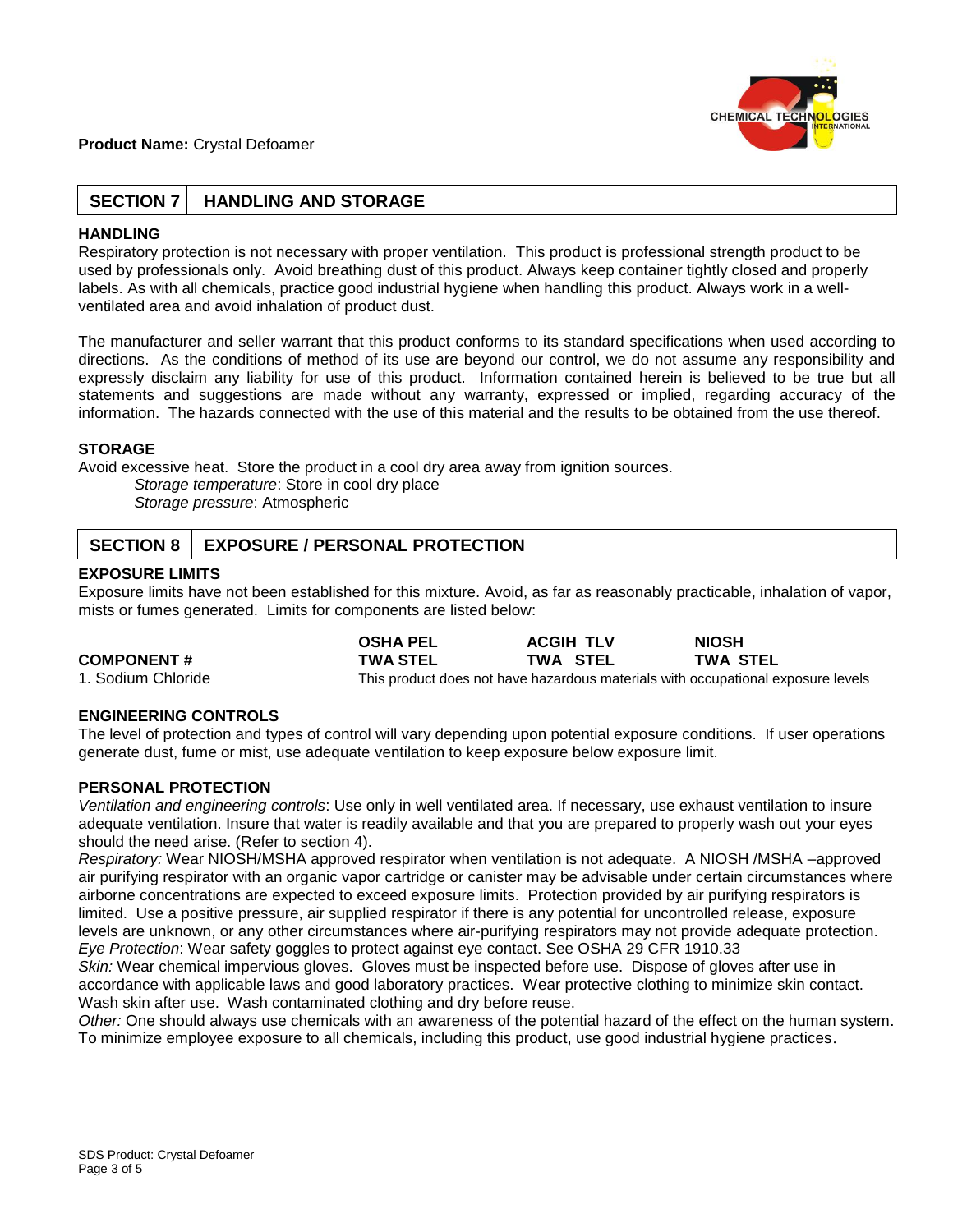**Product Name:** Crystal Defoamer

## SECTION 7 HANDLING AND STORAGE

### HANDLING

Respiratory protection is not necessary with proper ventilation. This product is professional strength product to be used by professionals only. Avoid breathing dust of this product. Always keep container tightly closed and properly labels. As with all chemicals, practice good industrial hygiene when handling this product. Always work in a well-ventilated area and avoid inhalation of product dust.

The manufacturer and seller warrant that this product conforms to its standard specifications when used according to directions. As the conditions of method of its use are beyond our control, we do not assume any responsibility and expressly disclaim any liability for use of this product. Information contained herein is believed to be true but all statements and suggestions are made without any warranty, expressed or implied, regarding accuracy of the information. The hazards connected with the use of this material and the results to be obtained from the use thereof.

### STORAGE

Avoid excessive heat. Store the product in a cool dry area away from ignition sources.

*Storage temperature*: Store in cool dry place
*Storage pressure*: Atmospheric

## SECTION 8 EXPOSURE / PERSONAL PROTECTION

### EXPOSURE LIMITS

Exposure limits have not been established for this mixture. Avoid, as far as reasonably practicable, inhalation of vapor, mists or fumes generated. Limits for components are listed below:

| COMPONENT # | OSHA PEL TWA STEL | ACGIH TLV TWA STEL | NIOSH TWA STEL |
|---|---|---|---|
| 1. Sodium Chloride | This product does not have hazardous materials with occupational exposure levels | | |

### ENGINEERING CONTROLS

The level of protection and types of control will vary depending upon potential exposure conditions. If user operations generate dust, fume or mist, use adequate ventilation to keep exposure below exposure limit.

### PERSONAL PROTECTION

*Ventilation and engineering controls*: Use only in well ventilated area. If necessary, use exhaust ventilation to insure adequate ventilation. Insure that water is readily available and that you are prepared to properly wash out your eyes should the need arise. (Refer to section 4).

*Respiratory:* Wear NIOSH/MSHA approved respirator when ventilation is not adequate. A NIOSH /MSHA –approved air purifying respirator with an organic vapor cartridge or canister may be advisable under certain circumstances where airborne concentrations are expected to exceed exposure limits. Protection provided by air purifying respirators is limited. Use a positive pressure, air supplied respirator if there is any potential for uncontrolled release, exposure levels are unknown, or any other circumstances where air-purifying respirators may not provide adequate protection.

*Eye Protection*: Wear safety goggles to protect against eye contact. See OSHA 29 CFR 1910.33

*Skin:* Wear chemical impervious gloves. Gloves must be inspected before use. Dispose of gloves after use in accordance with applicable laws and good laboratory practices. Wear protective clothing to minimize skin contact. Wash skin after use. Wash contaminated clothing and dry before reuse.

*Other:* One should always use chemicals with an awareness of the potential hazard of the effect on the human system. To minimize employee exposure to all chemicals, including this product, use good industrial hygiene practices.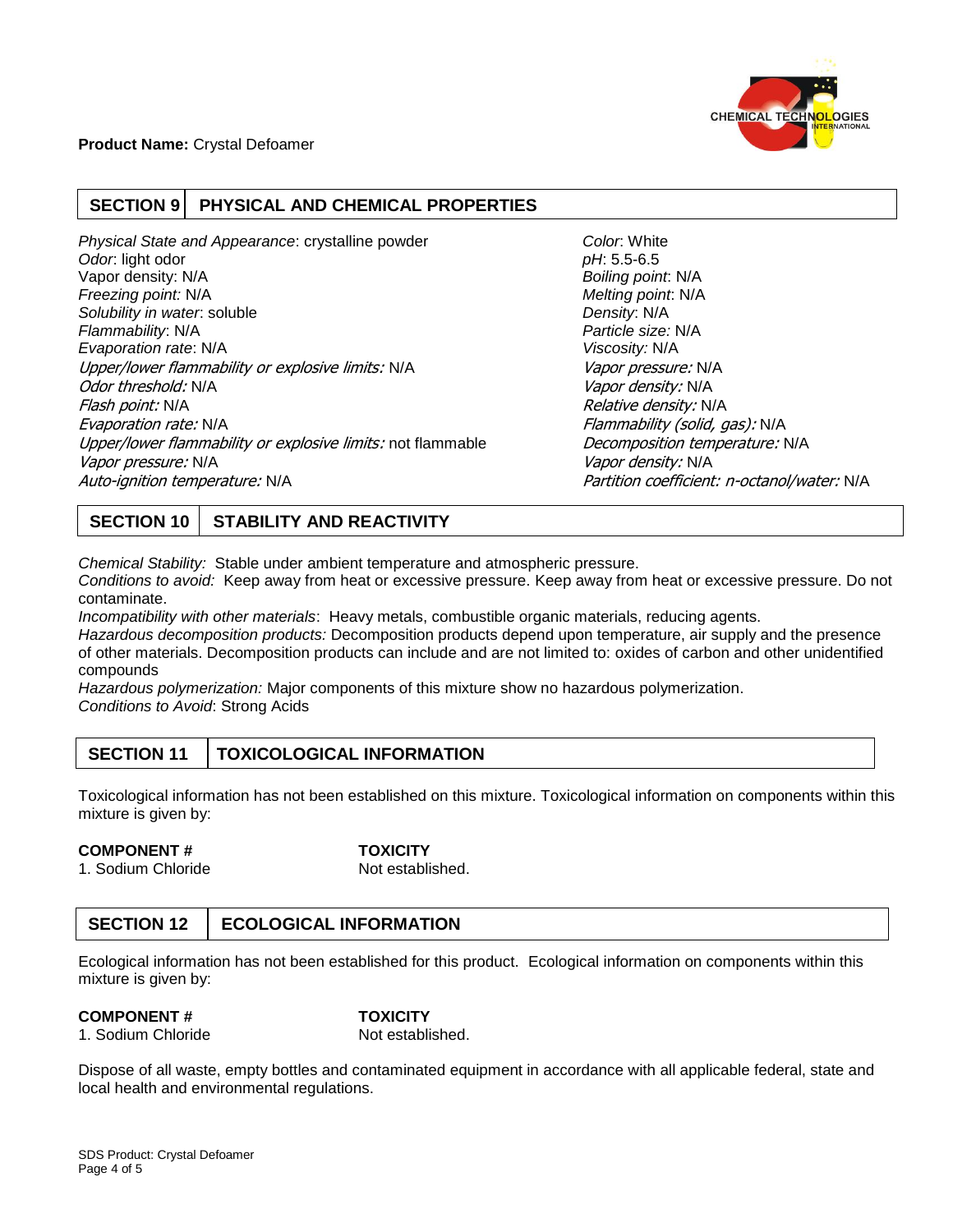**Product Name:** Crystal Defoamer

## SECTION 9 PHYSICAL AND CHEMICAL PROPERTIES

*Physical State and Appearance*: crystalline powder
*Odor*: light odor
Vapor density: N/A
*Freezing point:* N/A
*Solubility in water*: soluble
*Flammability*: N/A
*Evaporation rate*: N/A
*Upper/lower flammability or explosive limits:* N/A
*Odor threshold:* N/A
*Flash point:* N/A
*Evaporation rate:* N/A
*Upper/lower flammability or explosive limits:* not flammable
*Vapor pressure:* N/A
*Auto-ignition temperature:* N/A

*Color*: White
*pH*: 5.5-6.5
*Boiling point*: N/A
*Melting point*: N/A
*Density*: N/A
*Particle size:* N/A
*Viscosity:* N/A
*Vapor pressure:* N/A
*Vapor density:* N/A
*Relative density:* N/A
*Flammability (solid, gas):* N/A
*Decomposition temperature:* N/A
*Vapor density:* N/A
*Partition coefficient: n-octanol/water:* N/A

## SECTION 10 STABILITY AND REACTIVITY

*Chemical Stability:* Stable under ambient temperature and atmospheric pressure.
*Conditions to avoid:* Keep away from heat or excessive pressure. Keep away from heat or excessive pressure. Do not contaminate.
*Incompatibility with other materials*: Heavy metals, combustible organic materials, reducing agents.
*Hazardous decomposition products:* Decomposition products depend upon temperature, air supply and the presence of other materials. Decomposition products can include and are not limited to: oxides of carbon and other unidentified compounds
*Hazardous polymerization:* Major components of this mixture show no hazardous polymerization.
*Conditions to Avoid*: Strong Acids

## SECTION 11 TOXICOLOGICAL INFORMATION

Toxicological information has not been established on this mixture. Toxicological information on components within this mixture is given by:

| COMPONENT # | TOXICITY |
|---|---|
| 1. Sodium Chloride | Not established. |

## SECTION 12 ECOLOGICAL INFORMATION

Ecological information has not been established for this product. Ecological information on components within this mixture is given by:

| COMPONENT # | TOXICITY |
|---|---|
| 1. Sodium Chloride | Not established. |

Dispose of all waste, empty bottles and contaminated equipment in accordance with all applicable federal, state and local health and environmental regulations.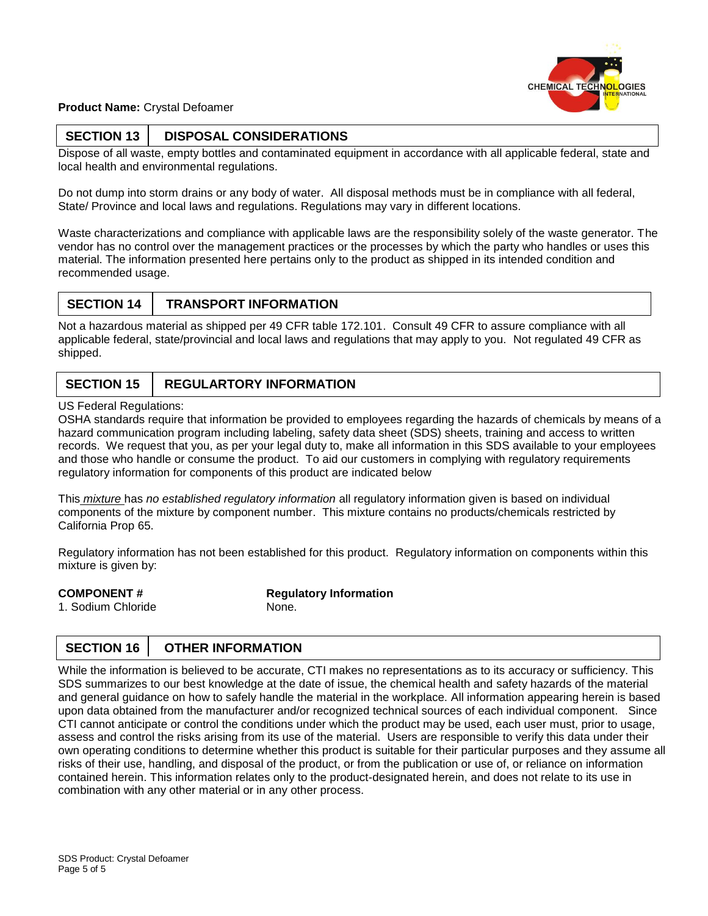**Product Name:** Crystal Defoamer

## SECTION 13 DISPOSAL CONSIDERATIONS

Dispose of all waste, empty bottles and contaminated equipment in accordance with all applicable federal, state and local health and environmental regulations.

Do not dump into storm drains or any body of water. All disposal methods must be in compliance with all federal, State/ Province and local laws and regulations. Regulations may vary in different locations.

Waste characterizations and compliance with applicable laws are the responsibility solely of the waste generator. The vendor has no control over the management practices or the processes by which the party who handles or uses this material. The information presented here pertains only to the product as shipped in its intended condition and recommended usage.

## SECTION 14 TRANSPORT INFORMATION

Not a hazardous material as shipped per 49 CFR table 172.101. Consult 49 CFR to assure compliance with all applicable federal, state/provincial and local laws and regulations that may apply to you. Not regulated 49 CFR as shipped.

## SECTION 15 REGULARTORY INFORMATION

US Federal Regulations:
OSHA standards require that information be provided to employees regarding the hazards of chemicals by means of a hazard communication program including labeling, safety data sheet (SDS) sheets, training and access to written records. We request that you, as per your legal duty to, make all information in this SDS available to your employees and those who handle or consume the product. To aid our customers in complying with regulatory requirements regulatory information for components of this product are indicated below

This *mixture* has *no established regulatory information* all regulatory information given is based on individual components of the mixture by component number. This mixture contains no products/chemicals restricted by California Prop 65.

Regulatory information has not been established for this product. Regulatory information on components within this mixture is given by:

| COMPONENT # | Regulatory Information |
|---|---|
| 1. Sodium Chloride | None. |

## SECTION 16 OTHER INFORMATION

While the information is believed to be accurate, CTI makes no representations as to its accuracy or sufficiency. This SDS summarizes to our best knowledge at the date of issue, the chemical health and safety hazards of the material and general guidance on how to safely handle the material in the workplace. All information appearing herein is based upon data obtained from the manufacturer and/or recognized technical sources of each individual component. Since CTI cannot anticipate or control the conditions under which the product may be used, each user must, prior to usage, assess and control the risks arising from its use of the material. Users are responsible to verify this data under their own operating conditions to determine whether this product is suitable for their particular purposes and they assume all risks of their use, handling, and disposal of the product, or from the publication or use of, or reliance on information contained herein. This information relates only to the product-designated herein, and does not relate to its use in combination with any other material or in any other process.